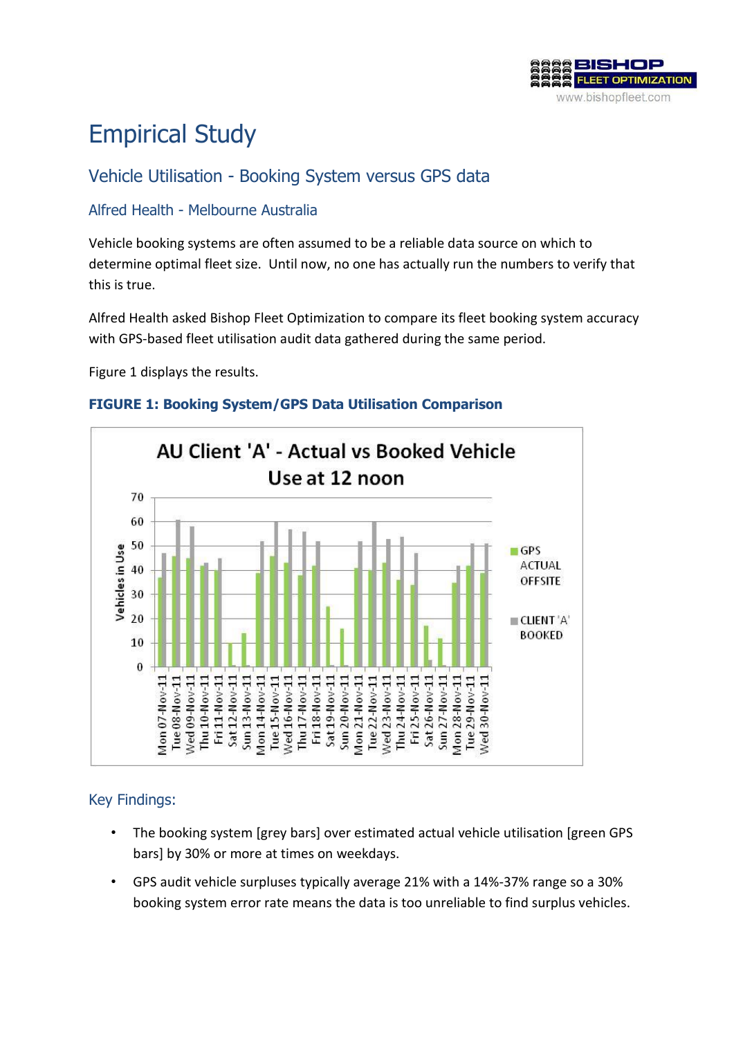# Empirical Study

## Vehicle Utilisation - Booking System versus GPS data

### Alfred Health - Melbourne Australia

Vehicle booking systems are often assumed to be a reliable data source on which to determine optimal fleet size. Until now, no one has actually run the numbers to verify that this is true.

Alfred Health asked Bishop Fleet Optimization to compare its fleet booking system accuracy with GPS-based fleet utilisation audit data gathered during the same period.

Figure 1 displays the results.

**FIGURE 1: Booking System/GPS Data Utilisation Comparison**

AU Client 'A' - Actual vs Booked Vehicle Use at 12 noon

Vehicles in Use

70
60
50
40
30
20
10
0

Mon 07-Nov-11
Tue 08-Nov-11
Wed 09-Nov-11
Thu 10-Nov-11
Fri 11-Nov-11
Sat 12-Nov-11
Sun 13-Nov-11
Mon 14-Nov-11
Tue 15-Nov-11
Wed 16-Nov-11
Thu 17-Nov-11
Fri 18-Nov-11
Sat 19-Nov-11
Sun 20-Nov-11
Mon 21-Nov-11
Tue 22-Nov-11
Wed 23-Nov-11
Thu 24-Nov-11
Fri 25-Nov-11
Sat 26-Nov-11
Sun 27-Nov-11
Mon 28-Nov-11
Tue 29-Nov-11
Wed 30-Nov-11

GPS ACTUAL OFFSITE

CLIENT 'A' BOOKED

### Key Findings:

- The booking system [grey bars] over estimated actual vehicle utilisation [green GPS bars] by 30% or more at times on weekdays.
- GPS audit vehicle surpluses typically average 21% with a 14%-37% range so a 30% booking system error rate means the data is too unreliable to find surplus vehicles.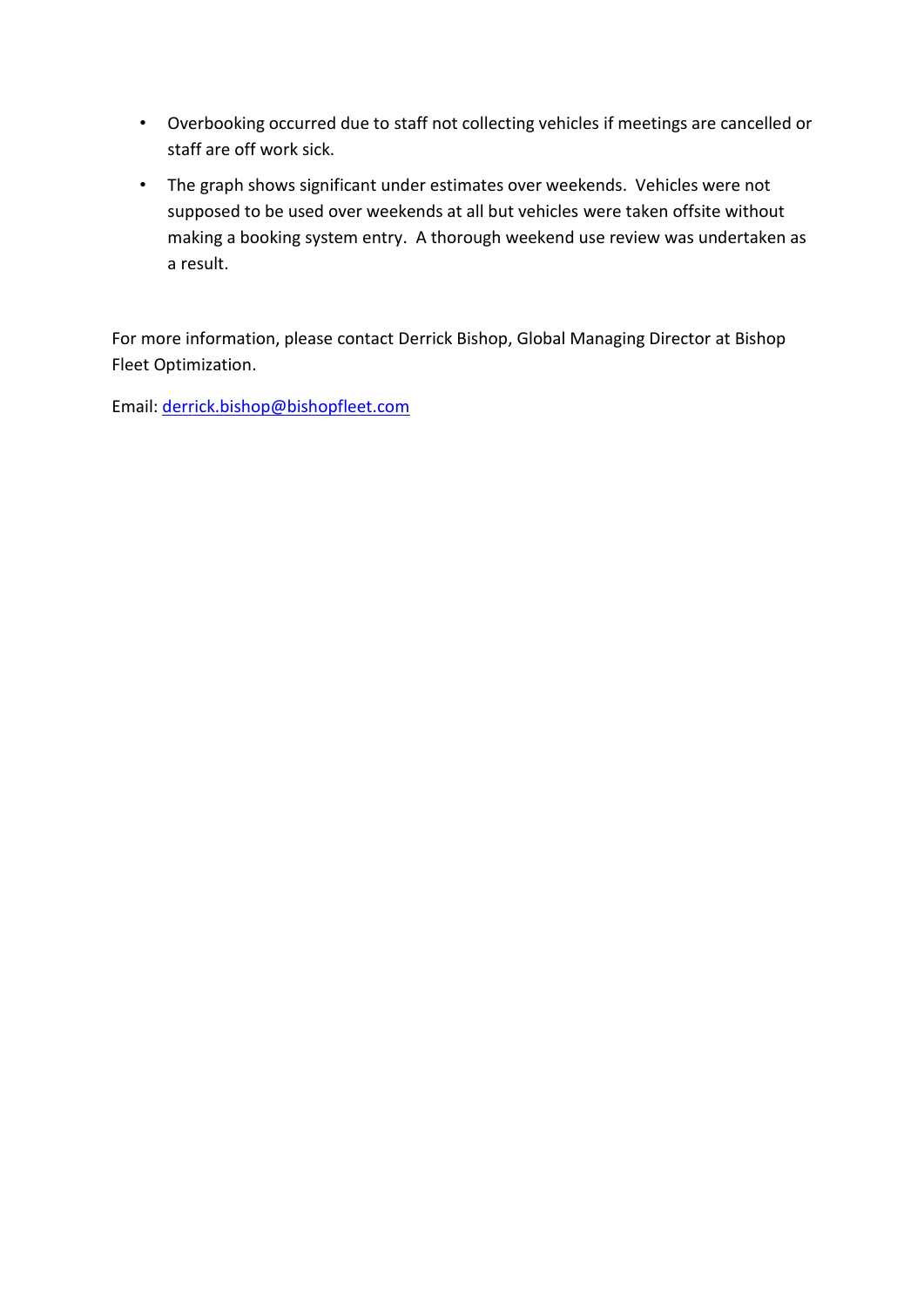- Overbooking occurred due to staff not collecting vehicles if meetings are cancelled or staff are off work sick.
- The graph shows significant under estimates over weekends. Vehicles were not supposed to be used over weekends at all but vehicles were taken offsite without making a booking system entry. A thorough weekend use review was undertaken as a result.

For more information, please contact Derrick Bishop, Global Managing Director at Bishop Fleet Optimization.

Email: [derrick.bishop@bishopfleet.com](mailto:derrick.bishop@bishopfleet.com)